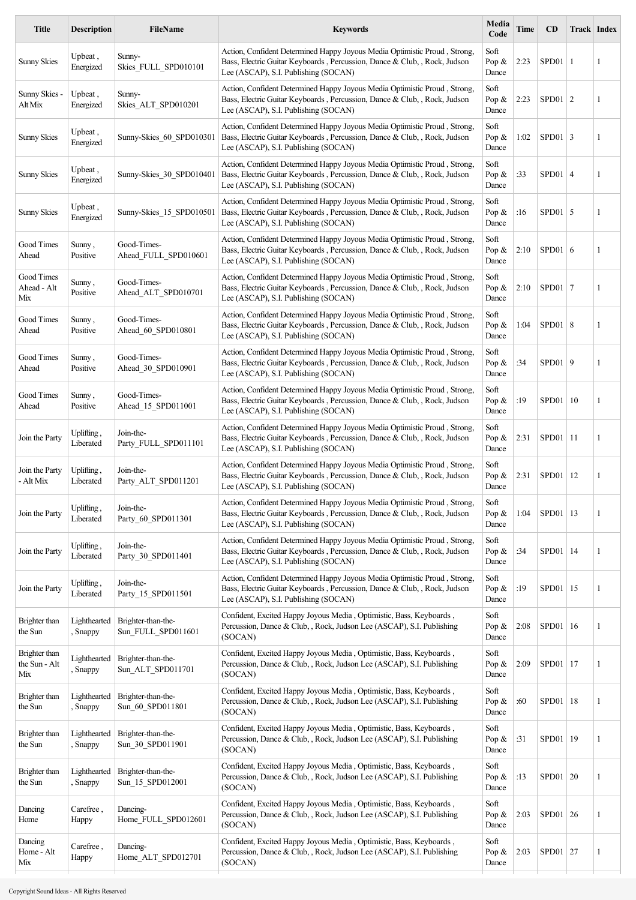| Title | Description | FileName | Keywords | Media Code | Time | CD | Track | Index |
|---|---|---|---|---|---|---|---|---|
| Sunny Skies | Upbeat , Energized | Sunny-Skies_FULL_SPD010101 | Action, Confident Determined Happy Joyous Media Optimistic Proud , Strong, Bass, Electric Guitar Keyboards , Percussion, Dance & Club, , Rock, Judson Lee (ASCAP), S.I. Publishing (SOCAN) | Soft Pop & Dance | 2:23 | SPD01 | 1 | 1 |
| Sunny Skies - Alt Mix | Upbeat , Energized | Sunny-Skies_ALT_SPD010201 | Action, Confident Determined Happy Joyous Media Optimistic Proud , Strong, Bass, Electric Guitar Keyboards , Percussion, Dance & Club, , Rock, Judson Lee (ASCAP), S.I. Publishing (SOCAN) | Soft Pop & Dance | 2:23 | SPD01 | 2 | 1 |
| Sunny Skies | Upbeat , Energized | Sunny-Skies_60_SPD010301 | Action, Confident Determined Happy Joyous Media Optimistic Proud , Strong, Bass, Electric Guitar Keyboards , Percussion, Dance & Club, , Rock, Judson Lee (ASCAP), S.I. Publishing (SOCAN) | Soft Pop & Dance | 1:02 | SPD01 | 3 | 1 |
| Sunny Skies | Upbeat , Energized | Sunny-Skies_30_SPD010401 | Action, Confident Determined Happy Joyous Media Optimistic Proud , Strong, Bass, Electric Guitar Keyboards , Percussion, Dance & Club, , Rock, Judson Lee (ASCAP), S.I. Publishing (SOCAN) | Soft Pop & Dance | :33 | SPD01 | 4 | 1 |
| Sunny Skies | Upbeat , Energized | Sunny-Skies_15_SPD010501 | Action, Confident Determined Happy Joyous Media Optimistic Proud , Strong, Bass, Electric Guitar Keyboards , Percussion, Dance & Club, , Rock, Judson Lee (ASCAP), S.I. Publishing (SOCAN) | Soft Pop & Dance | :16 | SPD01 | 5 | 1 |
| Good Times Ahead | Sunny , Positive | Good-Times-Ahead_FULL_SPD010601 | Action, Confident Determined Happy Joyous Media Optimistic Proud , Strong, Bass, Electric Guitar Keyboards , Percussion, Dance & Club, , Rock, Judson Lee (ASCAP), S.I. Publishing (SOCAN) | Soft Pop & Dance | 2:10 | SPD01 | 6 | 1 |
| Good Times Ahead - Alt Mix | Sunny , Positive | Good-Times-Ahead_ALT_SPD010701 | Action, Confident Determined Happy Joyous Media Optimistic Proud , Strong, Bass, Electric Guitar Keyboards , Percussion, Dance & Club, , Rock, Judson Lee (ASCAP), S.I. Publishing (SOCAN) | Soft Pop & Dance | 2:10 | SPD01 | 7 | 1 |
| Good Times Ahead | Sunny , Positive | Good-Times-Ahead_60_SPD010801 | Action, Confident Determined Happy Joyous Media Optimistic Proud , Strong, Bass, Electric Guitar Keyboards , Percussion, Dance & Club, , Rock, Judson Lee (ASCAP), S.I. Publishing (SOCAN) | Soft Pop & Dance | 1:04 | SPD01 | 8 | 1 |
| Good Times Ahead | Sunny , Positive | Good-Times-Ahead_30_SPD010901 | Action, Confident Determined Happy Joyous Media Optimistic Proud , Strong, Bass, Electric Guitar Keyboards , Percussion, Dance & Club, , Rock, Judson Lee (ASCAP), S.I. Publishing (SOCAN) | Soft Pop & Dance | :34 | SPD01 | 9 | 1 |
| Good Times Ahead | Sunny , Positive | Good-Times-Ahead_15_SPD011001 | Action, Confident Determined Happy Joyous Media Optimistic Proud , Strong, Bass, Electric Guitar Keyboards , Percussion, Dance & Club, , Rock, Judson Lee (ASCAP), S.I. Publishing (SOCAN) | Soft Pop & Dance | :19 | SPD01 | 10 | 1 |
| Join the Party | Uplifting , Liberated | Join-the-Party_FULL_SPD011101 | Action, Confident Determined Happy Joyous Media Optimistic Proud , Strong, Bass, Electric Guitar Keyboards , Percussion, Dance & Club, , Rock, Judson Lee (ASCAP), S.I. Publishing (SOCAN) | Soft Pop & Dance | 2:31 | SPD01 | 11 | 1 |
| Join the Party - Alt Mix | Uplifting , Liberated | Join-the-Party_ALT_SPD011201 | Action, Confident Determined Happy Joyous Media Optimistic Proud , Strong, Bass, Electric Guitar Keyboards , Percussion, Dance & Club, , Rock, Judson Lee (ASCAP), S.I. Publishing (SOCAN) | Soft Pop & Dance | 2:31 | SPD01 | 12 | 1 |
| Join the Party | Uplifting , Liberated | Join-the-Party_60_SPD011301 | Action, Confident Determined Happy Joyous Media Optimistic Proud , Strong, Bass, Electric Guitar Keyboards , Percussion, Dance & Club, , Rock, Judson Lee (ASCAP), S.I. Publishing (SOCAN) | Soft Pop & Dance | 1:04 | SPD01 | 13 | 1 |
| Join the Party | Uplifting , Liberated | Join-the-Party_30_SPD011401 | Action, Confident Determined Happy Joyous Media Optimistic Proud , Strong, Bass, Electric Guitar Keyboards , Percussion, Dance & Club, , Rock, Judson Lee (ASCAP), S.I. Publishing (SOCAN) | Soft Pop & Dance | :34 | SPD01 | 14 | 1 |
| Join the Party | Uplifting , Liberated | Join-the-Party_15_SPD011501 | Action, Confident Determined Happy Joyous Media Optimistic Proud , Strong, Bass, Electric Guitar Keyboards , Percussion, Dance & Club, , Rock, Judson Lee (ASCAP), S.I. Publishing (SOCAN) | Soft Pop & Dance | :19 | SPD01 | 15 | 1 |
| Brighter than the Sun | Lighthearted , Snappy | Brighter-than-the-Sun_FULL_SPD011601 | Confident, Excited Happy Joyous Media , Optimistic, Bass, Keyboards , Percussion, Dance & Club, , Rock, Judson Lee (ASCAP), S.I. Publishing (SOCAN) | Soft Pop & Dance | 2:08 | SPD01 | 16 | 1 |
| Brighter than the Sun - Alt Mix | Lighthearted , Snappy | Brighter-than-the-Sun_ALT_SPD011701 | Confident, Excited Happy Joyous Media , Optimistic, Bass, Keyboards , Percussion, Dance & Club, , Rock, Judson Lee (ASCAP), S.I. Publishing (SOCAN) | Soft Pop & Dance | 2:09 | SPD01 | 17 | 1 |
| Brighter than the Sun | Lighthearted , Snappy | Brighter-than-the-Sun_60_SPD011801 | Confident, Excited Happy Joyous Media , Optimistic, Bass, Keyboards , Percussion, Dance & Club, , Rock, Judson Lee (ASCAP), S.I. Publishing (SOCAN) | Soft Pop & Dance | :60 | SPD01 | 18 | 1 |
| Brighter than the Sun | Lighthearted , Snappy | Brighter-than-the-Sun_30_SPD011901 | Confident, Excited Happy Joyous Media , Optimistic, Bass, Keyboards , Percussion, Dance & Club, , Rock, Judson Lee (ASCAP), S.I. Publishing (SOCAN) | Soft Pop & Dance | :31 | SPD01 | 19 | 1 |
| Brighter than the Sun | Lighthearted , Snappy | Brighter-than-the-Sun_15_SPD012001 | Confident, Excited Happy Joyous Media , Optimistic, Bass, Keyboards , Percussion, Dance & Club, , Rock, Judson Lee (ASCAP), S.I. Publishing (SOCAN) | Soft Pop & Dance | :13 | SPD01 | 20 | 1 |
| Dancing Home | Carefree , Happy | Dancing-Home_FULL_SPD012601 | Confident, Excited Happy Joyous Media , Optimistic, Bass, Keyboards , Percussion, Dance & Club, , Rock, Judson Lee (ASCAP), S.I. Publishing (SOCAN) | Soft Pop & Dance | 2:03 | SPD01 | 26 | 1 |
| Dancing Home - Alt Mix | Carefree , Happy | Dancing-Home_ALT_SPD012701 | Confident, Excited Happy Joyous Media , Optimistic, Bass, Keyboards , Percussion, Dance & Club, , Rock, Judson Lee (ASCAP), S.I. Publishing (SOCAN) | Soft Pop & Dance | 2:03 | SPD01 | 27 | 1 |

Copyright Sound Ideas - All Rights Reserved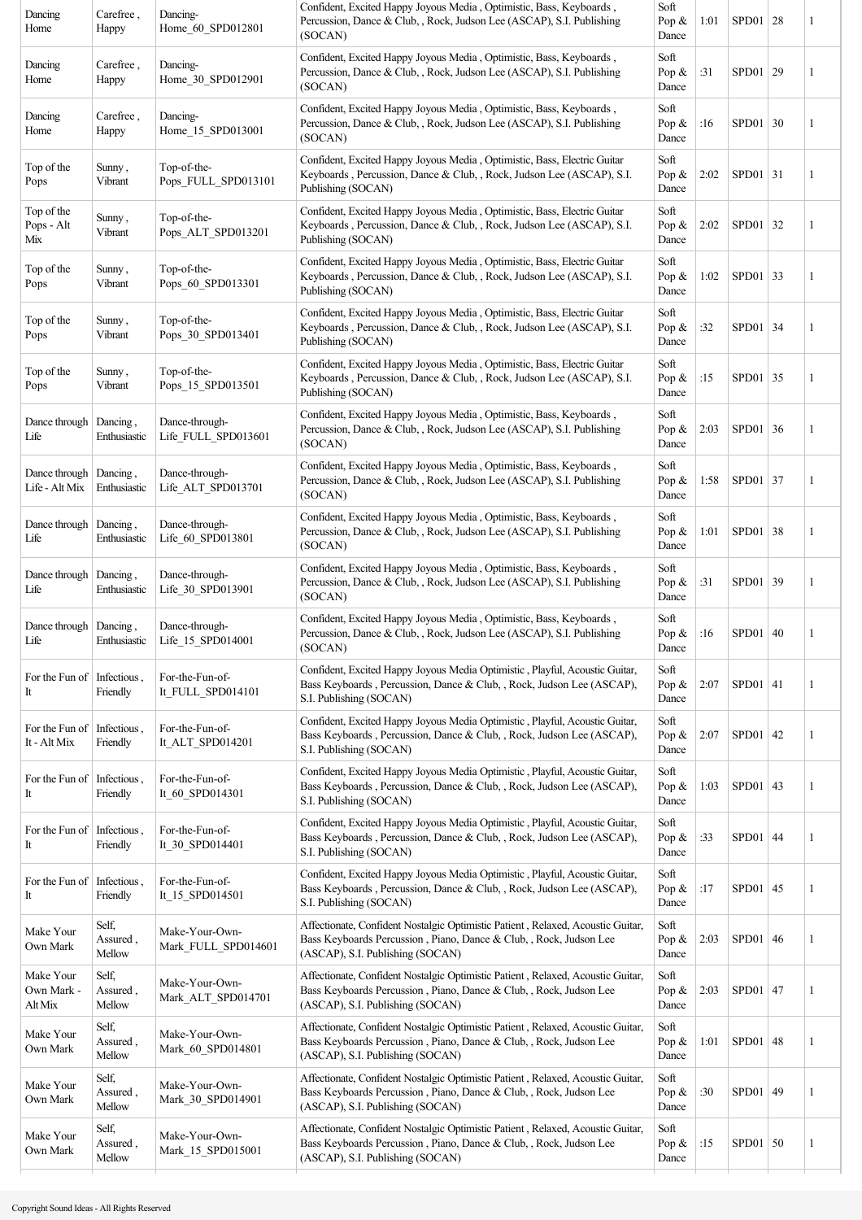| Dancing Home | Carefree , Happy | Dancing-Home_60_SPD012801 | Confident, Excited Happy Joyous Media , Optimistic, Bass, Keyboards , Percussion, Dance & Club, , Rock, Judson Lee (ASCAP), S.I. Publishing (SOCAN) | Soft Pop & Dance | 1:01 | SPD01 | 28 | 1 |
|---|---|---|---|---|---|---|---|---|
| Dancing Home | Carefree , Happy | Dancing-Home_30_SPD012901 | Confident, Excited Happy Joyous Media , Optimistic, Bass, Keyboards , Percussion, Dance & Club, , Rock, Judson Lee (ASCAP), S.I. Publishing (SOCAN) | Soft Pop & Dance | :31 | SPD01 | 29 | 1 |
| Dancing Home | Carefree , Happy | Dancing-Home_15_SPD013001 | Confident, Excited Happy Joyous Media , Optimistic, Bass, Keyboards , Percussion, Dance & Club, , Rock, Judson Lee (ASCAP), S.I. Publishing (SOCAN) | Soft Pop & Dance | :16 | SPD01 | 30 | 1 |
| Top of the Pops | Sunny , Vibrant | Top-of-the-Pops_FULL_SPD013101 | Confident, Excited Happy Joyous Media , Optimistic, Bass, Electric Guitar Keyboards , Percussion, Dance & Club, , Rock, Judson Lee (ASCAP), S.I. Publishing (SOCAN) | Soft Pop & Dance | 2:02 | SPD01 | 31 | 1 |
| Top of the Pops - Alt Mix | Sunny , Vibrant | Top-of-the-Pops_ALT_SPD013201 | Confident, Excited Happy Joyous Media , Optimistic, Bass, Electric Guitar Keyboards , Percussion, Dance & Club, , Rock, Judson Lee (ASCAP), S.I. Publishing (SOCAN) | Soft Pop & Dance | 2:02 | SPD01 | 32 | 1 |
| Top of the Pops | Sunny , Vibrant | Top-of-the-Pops_60_SPD013301 | Confident, Excited Happy Joyous Media , Optimistic, Bass, Electric Guitar Keyboards , Percussion, Dance & Club, , Rock, Judson Lee (ASCAP), S.I. Publishing (SOCAN) | Soft Pop & Dance | 1:02 | SPD01 | 33 | 1 |
| Top of the Pops | Sunny , Vibrant | Top-of-the-Pops_30_SPD013401 | Confident, Excited Happy Joyous Media , Optimistic, Bass, Electric Guitar Keyboards , Percussion, Dance & Club, , Rock, Judson Lee (ASCAP), S.I. Publishing (SOCAN) | Soft Pop & Dance | :32 | SPD01 | 34 | 1 |
| Top of the Pops | Sunny , Vibrant | Top-of-the-Pops_15_SPD013501 | Confident, Excited Happy Joyous Media , Optimistic, Bass, Electric Guitar Keyboards , Percussion, Dance & Club, , Rock, Judson Lee (ASCAP), S.I. Publishing (SOCAN) | Soft Pop & Dance | :15 | SPD01 | 35 | 1 |
| Dance through Life | Dancing , Enthusiastic | Dance-through-Life_FULL_SPD013601 | Confident, Excited Happy Joyous Media , Optimistic, Bass, Keyboards , Percussion, Dance & Club, , Rock, Judson Lee (ASCAP), S.I. Publishing (SOCAN) | Soft Pop & Dance | 2:03 | SPD01 | 36 | 1 |
| Dance through Life - Alt Mix | Dancing , Enthusiastic | Dance-through-Life_ALT_SPD013701 | Confident, Excited Happy Joyous Media , Optimistic, Bass, Keyboards , Percussion, Dance & Club, , Rock, Judson Lee (ASCAP), S.I. Publishing (SOCAN) | Soft Pop & Dance | 1:58 | SPD01 | 37 | 1 |
| Dance through Life | Dancing , Enthusiastic | Dance-through-Life_60_SPD013801 | Confident, Excited Happy Joyous Media , Optimistic, Bass, Keyboards , Percussion, Dance & Club, , Rock, Judson Lee (ASCAP), S.I. Publishing (SOCAN) | Soft Pop & Dance | 1:01 | SPD01 | 38 | 1 |
| Dance through Life | Dancing , Enthusiastic | Dance-through-Life_30_SPD013901 | Confident, Excited Happy Joyous Media , Optimistic, Bass, Keyboards , Percussion, Dance & Club, , Rock, Judson Lee (ASCAP), S.I. Publishing (SOCAN) | Soft Pop & Dance | :31 | SPD01 | 39 | 1 |
| Dance through Life | Dancing , Enthusiastic | Dance-through-Life_15_SPD014001 | Confident, Excited Happy Joyous Media , Optimistic, Bass, Keyboards , Percussion, Dance & Club, , Rock, Judson Lee (ASCAP), S.I. Publishing (SOCAN) | Soft Pop & Dance | :16 | SPD01 | 40 | 1 |
| For the Fun of It | Infectious , Friendly | For-the-Fun-of-It_FULL_SPD014101 | Confident, Excited Happy Joyous Media Optimistic , Playful, Acoustic Guitar, Bass Keyboards , Percussion, Dance & Club, , Rock, Judson Lee (ASCAP), S.I. Publishing (SOCAN) | Soft Pop & Dance | 2:07 | SPD01 | 41 | 1 |
| For the Fun of It - Alt Mix | Infectious , Friendly | For-the-Fun-of-It_ALT_SPD014201 | Confident, Excited Happy Joyous Media Optimistic , Playful, Acoustic Guitar, Bass Keyboards , Percussion, Dance & Club, , Rock, Judson Lee (ASCAP), S.I. Publishing (SOCAN) | Soft Pop & Dance | 2:07 | SPD01 | 42 | 1 |
| For the Fun of It | Infectious , Friendly | For-the-Fun-of-It_60_SPD014301 | Confident, Excited Happy Joyous Media Optimistic , Playful, Acoustic Guitar, Bass Keyboards , Percussion, Dance & Club, , Rock, Judson Lee (ASCAP), S.I. Publishing (SOCAN) | Soft Pop & Dance | 1:03 | SPD01 | 43 | 1 |
| For the Fun of It | Infectious , Friendly | For-the-Fun-of-It_30_SPD014401 | Confident, Excited Happy Joyous Media Optimistic , Playful, Acoustic Guitar, Bass Keyboards , Percussion, Dance & Club, , Rock, Judson Lee (ASCAP), S.I. Publishing (SOCAN) | Soft Pop & Dance | :33 | SPD01 | 44 | 1 |
| For the Fun of It | Infectious , Friendly | For-the-Fun-of-It_15_SPD014501 | Confident, Excited Happy Joyous Media Optimistic , Playful, Acoustic Guitar, Bass Keyboards , Percussion, Dance & Club, , Rock, Judson Lee (ASCAP), S.I. Publishing (SOCAN) | Soft Pop & Dance | :17 | SPD01 | 45 | 1 |
| Make Your Own Mark | Self, Assured , Mellow | Make-Your-Own-Mark_FULL_SPD014601 | Affectionate, Confident Nostalgic Optimistic Patient , Relaxed, Acoustic Guitar, Bass Keyboards Percussion , Piano, Dance & Club, , Rock, Judson Lee (ASCAP), S.I. Publishing (SOCAN) | Soft Pop & Dance | 2:03 | SPD01 | 46 | 1 |
| Make Your Own Mark - Alt Mix | Self, Assured , Mellow | Make-Your-Own-Mark_ALT_SPD014701 | Affectionate, Confident Nostalgic Optimistic Patient , Relaxed, Acoustic Guitar, Bass Keyboards Percussion , Piano, Dance & Club, , Rock, Judson Lee (ASCAP), S.I. Publishing (SOCAN) | Soft Pop & Dance | 2:03 | SPD01 | 47 | 1 |
| Make Your Own Mark | Self, Assured , Mellow | Make-Your-Own-Mark_60_SPD014801 | Affectionate, Confident Nostalgic Optimistic Patient , Relaxed, Acoustic Guitar, Bass Keyboards Percussion , Piano, Dance & Club, , Rock, Judson Lee (ASCAP), S.I. Publishing (SOCAN) | Soft Pop & Dance | 1:01 | SPD01 | 48 | 1 |
| Make Your Own Mark | Self, Assured , Mellow | Make-Your-Own-Mark_30_SPD014901 | Affectionate, Confident Nostalgic Optimistic Patient , Relaxed, Acoustic Guitar, Bass Keyboards Percussion , Piano, Dance & Club, , Rock, Judson Lee (ASCAP), S.I. Publishing (SOCAN) | Soft Pop & Dance | :30 | SPD01 | 49 | 1 |
| Make Your Own Mark | Self, Assured , Mellow | Make-Your-Own-Mark_15_SPD015001 | Affectionate, Confident Nostalgic Optimistic Patient , Relaxed, Acoustic Guitar, Bass Keyboards Percussion , Piano, Dance & Club, , Rock, Judson Lee (ASCAP), S.I. Publishing (SOCAN) | Soft Pop & Dance | :15 | SPD01 | 50 | 1 |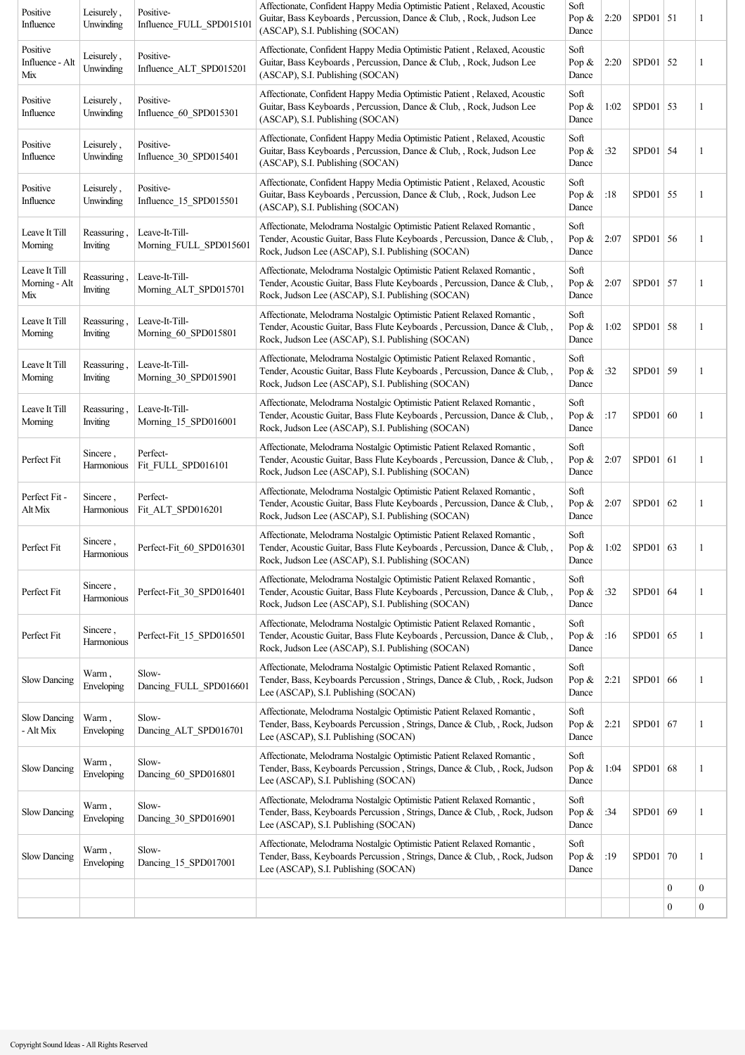| | | | | | | | | |
|---|---|---|---|---|---|---|---|---|
| Positive Influence | Leisurely , Unwinding | Positive-Influence_FULL_SPD015101 | Affectionate, Confident Happy Media Optimistic Patient , Relaxed, Acoustic Guitar, Bass Keyboards , Percussion, Dance & Club, , Rock, Judson Lee (ASCAP), S.I. Publishing (SOCAN) | Soft Pop & Dance | 2:20 | SPD01 | 51 | 1 |
| Positive Influence - Alt Mix | Leisurely , Unwinding | Positive-Influence_ALT_SPD015201 | Affectionate, Confident Happy Media Optimistic Patient , Relaxed, Acoustic Guitar, Bass Keyboards , Percussion, Dance & Club, , Rock, Judson Lee (ASCAP), S.I. Publishing (SOCAN) | Soft Pop & Dance | 2:20 | SPD01 | 52 | 1 |
| Positive Influence | Leisurely , Unwinding | Positive-Influence_60_SPD015301 | Affectionate, Confident Happy Media Optimistic Patient , Relaxed, Acoustic Guitar, Bass Keyboards , Percussion, Dance & Club, , Rock, Judson Lee (ASCAP), S.I. Publishing (SOCAN) | Soft Pop & Dance | 1:02 | SPD01 | 53 | 1 |
| Positive Influence | Leisurely , Unwinding | Positive-Influence_30_SPD015401 | Affectionate, Confident Happy Media Optimistic Patient , Relaxed, Acoustic Guitar, Bass Keyboards , Percussion, Dance & Club, , Rock, Judson Lee (ASCAP), S.I. Publishing (SOCAN) | Soft Pop & Dance | :32 | SPD01 | 54 | 1 |
| Positive Influence | Leisurely , Unwinding | Positive-Influence_15_SPD015501 | Affectionate, Confident Happy Media Optimistic Patient , Relaxed, Acoustic Guitar, Bass Keyboards , Percussion, Dance & Club, , Rock, Judson Lee (ASCAP), S.I. Publishing (SOCAN) | Soft Pop & Dance | :18 | SPD01 | 55 | 1 |
| Leave It Till Morning | Reassuring , Inviting | Leave-It-Till-Morning_FULL_SPD015601 | Affectionate, Melodrama Nostalgic Optimistic Patient Relaxed Romantic , Tender, Acoustic Guitar, Bass Flute Keyboards , Percussion, Dance & Club, , Rock, Judson Lee (ASCAP), S.I. Publishing (SOCAN) | Soft Pop & Dance | 2:07 | SPD01 | 56 | 1 |
| Leave It Till Morning - Alt Mix | Reassuring , Inviting | Leave-It-Till-Morning_ALT_SPD015701 | Affectionate, Melodrama Nostalgic Optimistic Patient Relaxed Romantic , Tender, Acoustic Guitar, Bass Flute Keyboards , Percussion, Dance & Club, , Rock, Judson Lee (ASCAP), S.I. Publishing (SOCAN) | Soft Pop & Dance | 2:07 | SPD01 | 57 | 1 |
| Leave It Till Morning | Reassuring , Inviting | Leave-It-Till-Morning_60_SPD015801 | Affectionate, Melodrama Nostalgic Optimistic Patient Relaxed Romantic , Tender, Acoustic Guitar, Bass Flute Keyboards , Percussion, Dance & Club, , Rock, Judson Lee (ASCAP), S.I. Publishing (SOCAN) | Soft Pop & Dance | 1:02 | SPD01 | 58 | 1 |
| Leave It Till Morning | Reassuring , Inviting | Leave-It-Till-Morning_30_SPD015901 | Affectionate, Melodrama Nostalgic Optimistic Patient Relaxed Romantic , Tender, Acoustic Guitar, Bass Flute Keyboards , Percussion, Dance & Club, , Rock, Judson Lee (ASCAP), S.I. Publishing (SOCAN) | Soft Pop & Dance | :32 | SPD01 | 59 | 1 |
| Leave It Till Morning | Reassuring , Inviting | Leave-It-Till-Morning_15_SPD016001 | Affectionate, Melodrama Nostalgic Optimistic Patient Relaxed Romantic , Tender, Acoustic Guitar, Bass Flute Keyboards , Percussion, Dance & Club, , Rock, Judson Lee (ASCAP), S.I. Publishing (SOCAN) | Soft Pop & Dance | :17 | SPD01 | 60 | 1 |
| Perfect Fit | Sincere , Harmonious | Perfect-Fit_FULL_SPD016101 | Affectionate, Melodrama Nostalgic Optimistic Patient Relaxed Romantic , Tender, Acoustic Guitar, Bass Flute Keyboards , Percussion, Dance & Club, , Rock, Judson Lee (ASCAP), S.I. Publishing (SOCAN) | Soft Pop & Dance | 2:07 | SPD01 | 61 | 1 |
| Perfect Fit - Alt Mix | Sincere , Harmonious | Perfect-Fit_ALT_SPD016201 | Affectionate, Melodrama Nostalgic Optimistic Patient Relaxed Romantic , Tender, Acoustic Guitar, Bass Flute Keyboards , Percussion, Dance & Club, , Rock, Judson Lee (ASCAP), S.I. Publishing (SOCAN) | Soft Pop & Dance | 2:07 | SPD01 | 62 | 1 |
| Perfect Fit | Sincere , Harmonious | Perfect-Fit_60_SPD016301 | Affectionate, Melodrama Nostalgic Optimistic Patient Relaxed Romantic , Tender, Acoustic Guitar, Bass Flute Keyboards , Percussion, Dance & Club, , Rock, Judson Lee (ASCAP), S.I. Publishing (SOCAN) | Soft Pop & Dance | 1:02 | SPD01 | 63 | 1 |
| Perfect Fit | Sincere , Harmonious | Perfect-Fit_30_SPD016401 | Affectionate, Melodrama Nostalgic Optimistic Patient Relaxed Romantic , Tender, Acoustic Guitar, Bass Flute Keyboards , Percussion, Dance & Club, , Rock, Judson Lee (ASCAP), S.I. Publishing (SOCAN) | Soft Pop & Dance | :32 | SPD01 | 64 | 1 |
| Perfect Fit | Sincere , Harmonious | Perfect-Fit_15_SPD016501 | Affectionate, Melodrama Nostalgic Optimistic Patient Relaxed Romantic , Tender, Acoustic Guitar, Bass Flute Keyboards , Percussion, Dance & Club, , Rock, Judson Lee (ASCAP), S.I. Publishing (SOCAN) | Soft Pop & Dance | :16 | SPD01 | 65 | 1 |
| Slow Dancing | Warm , Enveloping | Slow-Dancing_FULL_SPD016601 | Affectionate, Melodrama Nostalgic Optimistic Patient Relaxed Romantic , Tender, Bass, Keyboards Percussion , Strings, Dance & Club, , Rock, Judson Lee (ASCAP), S.I. Publishing (SOCAN) | Soft Pop & Dance | 2:21 | SPD01 | 66 | 1 |
| Slow Dancing - Alt Mix | Warm , Enveloping | Slow-Dancing_ALT_SPD016701 | Affectionate, Melodrama Nostalgic Optimistic Patient Relaxed Romantic , Tender, Bass, Keyboards Percussion , Strings, Dance & Club, , Rock, Judson Lee (ASCAP), S.I. Publishing (SOCAN) | Soft Pop & Dance | 2:21 | SPD01 | 67 | 1 |
| Slow Dancing | Warm , Enveloping | Slow-Dancing_60_SPD016801 | Affectionate, Melodrama Nostalgic Optimistic Patient Relaxed Romantic , Tender, Bass, Keyboards Percussion , Strings, Dance & Club, , Rock, Judson Lee (ASCAP), S.I. Publishing (SOCAN) | Soft Pop & Dance | 1:04 | SPD01 | 68 | 1 |
| Slow Dancing | Warm , Enveloping | Slow-Dancing_30_SPD016901 | Affectionate, Melodrama Nostalgic Optimistic Patient Relaxed Romantic , Tender, Bass, Keyboards Percussion , Strings, Dance & Club, , Rock, Judson Lee (ASCAP), S.I. Publishing (SOCAN) | Soft Pop & Dance | :34 | SPD01 | 69 | 1 |
| Slow Dancing | Warm , Enveloping | Slow-Dancing_15_SPD017001 | Affectionate, Melodrama Nostalgic Optimistic Patient Relaxed Romantic , Tender, Bass, Keyboards Percussion , Strings, Dance & Club, , Rock, Judson Lee (ASCAP), S.I. Publishing (SOCAN) | Soft Pop & Dance | :19 | SPD01 | 70 | 1 |
| | | | | | | | 0 | 0 |
| | | | | | | | 0 | 0 |